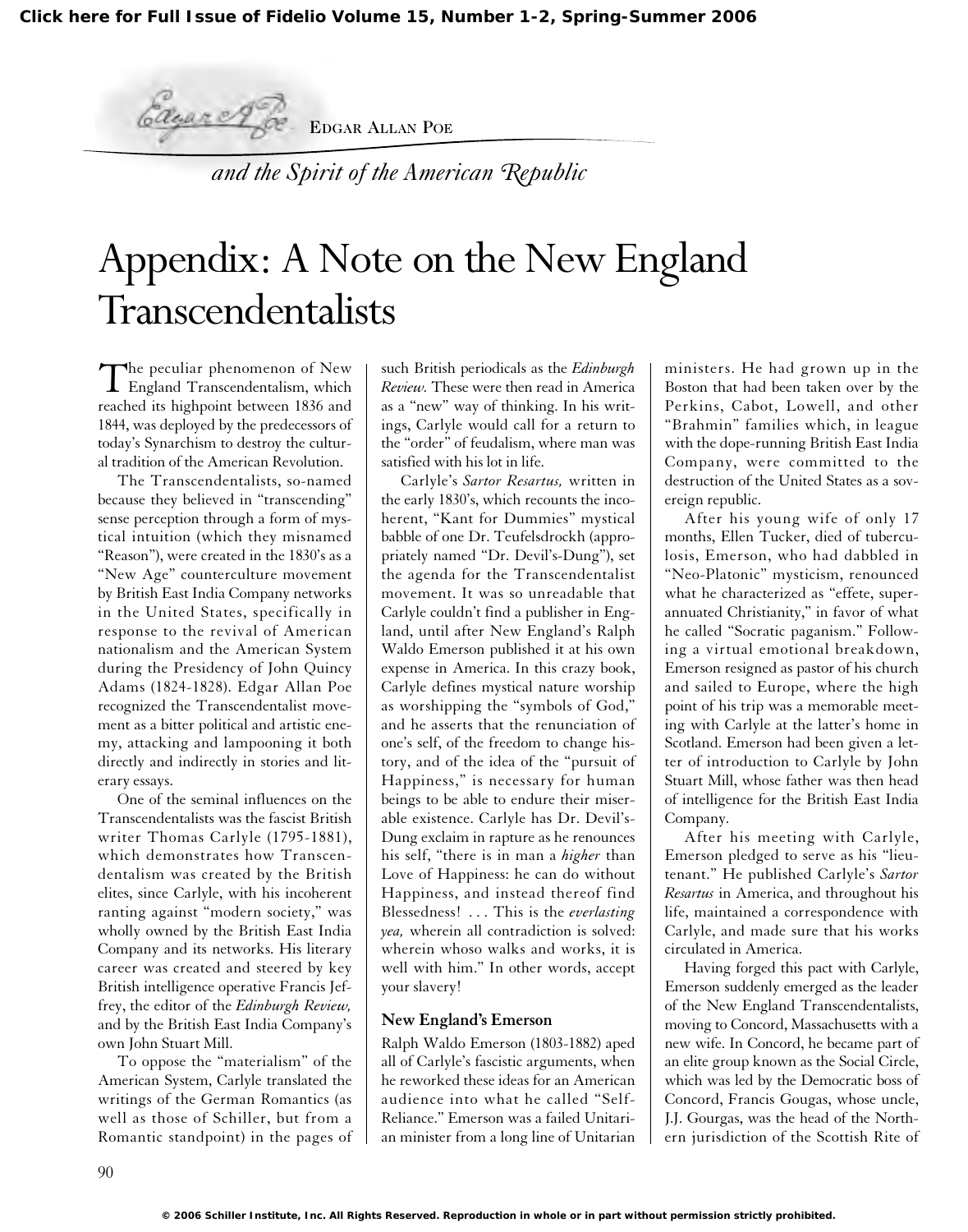EDGAR ALLAN POE

*and the Spirit of the American Republic*

# Appendix: A Note on the New England Transcendentalists

The peculiar phenomenon of New England Transcendentalism, which reached its highpoint between 1836 and 1844, was deployed by the predecessors of today's Synarchism to destroy the cultural tradition of the American Revolution.

The Transcendentalists, so-named because they believed in "transcending" sense perception through a form of mystical intuition (which they misnamed "Reason"), were created in the 1830's as a "New Age" counterculture movement by British East India Company networks in the United States, specifically in response to the revival of American nationalism and the American System during the Presidency of John Quincy Adams (1824-1828). Edgar Allan Poe recognized the Transcendentalist movement as a bitter political and artistic enemy, attacking and lampooning it both directly and indirectly in stories and literary essays.

One of the seminal influences on the Transcendentalists was the fascist British writer Thomas Carlyle (1795-1881), which demonstrates how Transcendentalism was created by the British elites, since Carlyle, with his incoherent ranting against "modern society," was wholly owned by the British East India Company and its networks. His literary career was created and steered by key British intelligence operative Francis Jeffrey, the editor of the *Edinburgh Review,* and by the British East India Company's own John Stuart Mill.

To oppose the "materialism" of the American System, Carlyle translated the writings of the German Romantics (as well as those of Schiller, but from a Romantic standpoint) in the pages of such British periodicals as the *Edinburgh Review.* These were then read in America as a "new" way of thinking. In his writings, Carlyle would call for a return to the "order" of feudalism, where man was satisfied with his lot in life.

Carlyle's *Sartor Resartus,* written in the early 1830's, which recounts the incoherent, "Kant for Dummies" mystical babble of one Dr. Teufelsdrockh (appropriately named "Dr. Devil's-Dung"), set the agenda for the Transcendentalist movement. It was so unreadable that Carlyle couldn't find a publisher in England, until after New England's Ralph Waldo Emerson published it at his own expense in America. In this crazy book, Carlyle defines mystical nature worship as worshipping the "symbols of God," and he asserts that the renunciation of one's self, of the freedom to change history, and of the idea of the "pursuit of Happiness," is necessary for human beings to be able to endure their miserable existence. Carlyle has Dr. Devil's-Dung exclaim in rapture as he renounces his self, "there is in man a *higher* than Love of Happiness: he can do without Happiness, and instead thereof find Blessedness! . . . This is the *everlasting yea,* wherein all contradiction is solved: wherein whoso walks and works, it is well with him." In other words, accept your slavery!

## New England's Emerson

Ralph Waldo Emerson (1803-1882) aped all of Carlyle's fascistic arguments, when he reworked these ideas for an American audience into what he called "Self-Reliance." Emerson was a failed Unitarian minister from a long line of Unitarian ministers. He had grown up in the Boston that had been taken over by the Perkins, Cabot, Lowell, and other "Brahmin" families which, in league with the dope-running British East India Company, were committed to the destruction of the United States as a sovereign republic.

After his young wife of only 17 months, Ellen Tucker, died of tuberculosis, Emerson, who had dabbled in "Neo-Platonic" mysticism, renounced what he characterized as "effete, superannuated Christianity," in favor of what he called "Socratic paganism." Following a virtual emotional breakdown, Emerson resigned as pastor of his church and sailed to Europe, where the high point of his trip was a memorable meeting with Carlyle at the latter's home in Scotland. Emerson had been given a letter of introduction to Carlyle by John Stuart Mill, whose father was then head of intelligence for the British East India Company.

After his meeting with Carlyle, Emerson pledged to serve as his "lieutenant." He published Carlyle's *Sartor Resartus* in America, and throughout his life, maintained a correspondence with Carlyle, and made sure that his works circulated in America.

Having forged this pact with Carlyle, Emerson suddenly emerged as the leader of the New England Transcendentalists, moving to Concord, Massachusetts with a new wife. In Concord, he became part of an elite group known as the Social Circle, which was led by the Democratic boss of Concord, Francis Gougas, whose uncle, J.J. Gourgas, was the head of the Northern jurisdiction of the Scottish Rite of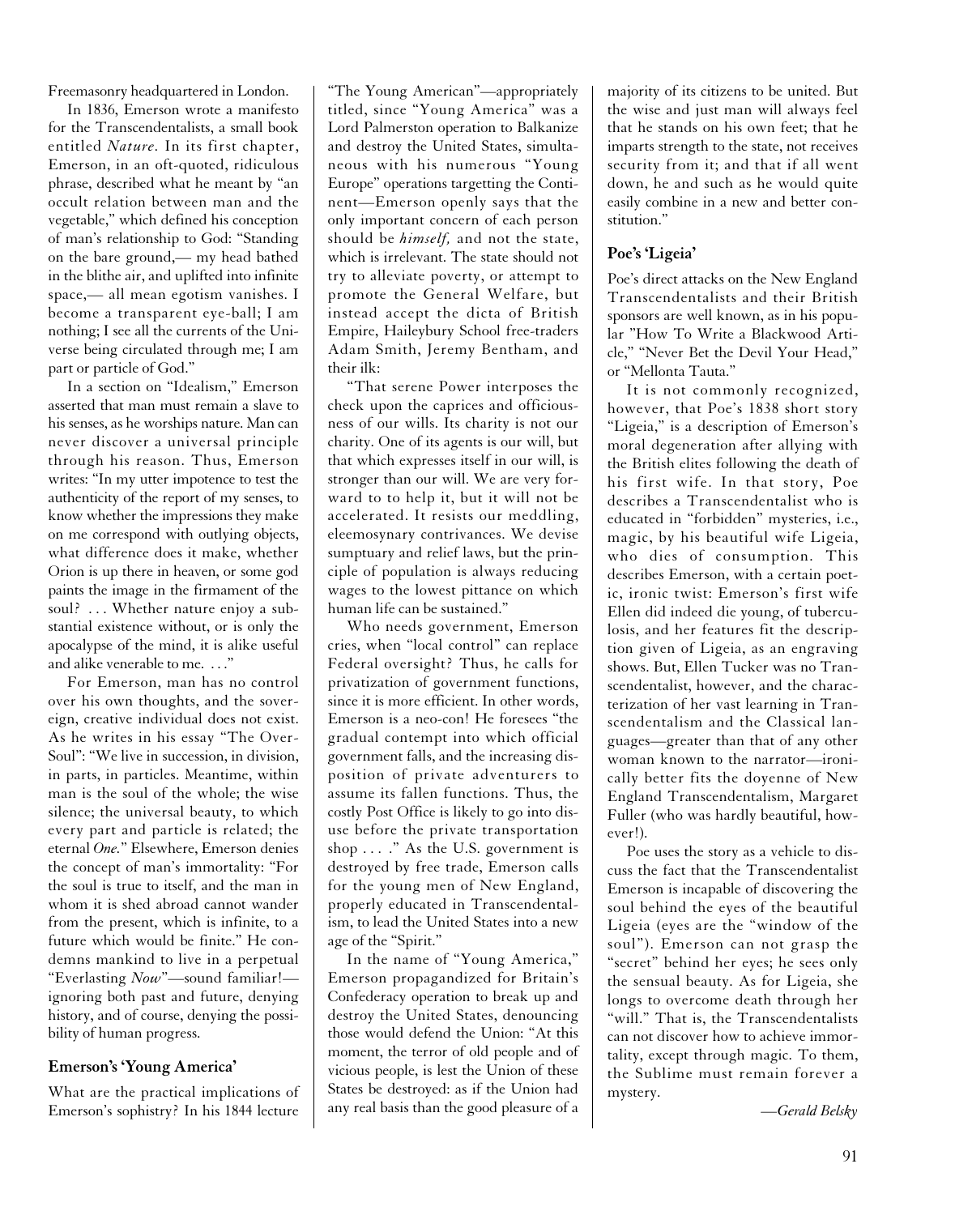Freemasonry headquartered in London.

In 1836, Emerson wrote a manifesto for the Transcendentalists, a small book entitled *Nature*. In its first chapter, Emerson, in an oft-quoted, ridiculous phrase, described what he meant by "an occult relation between man and the vegetable," which defined his conception of man's relationship to God: "Standing on the bare ground,— my head bathed in the blithe air, and uplifted into infinite space,— all mean egotism vanishes. I become a transparent eye-ball; I am nothing; I see all the currents of the Universe being circulated through me; I am part or particle of God."

In a section on "Idealism," Emerson asserted that man must remain a slave to his senses, as he worships nature. Man can never discover a universal principle through his reason. Thus, Emerson writes: "In my utter impotence to test the authenticity of the report of my senses, to know whether the impressions they make on me correspond with outlying objects, what difference does it make, whether Orion is up there in heaven, or some god paints the image in the firmament of the soul? . . . Whether nature enjoy a substantial existence without, or is only the apocalypse of the mind, it is alike useful and alike venerable to me. . . ."

For Emerson, man has no control over his own thoughts, and the sovereign, creative individual does not exist. As he writes in his essay "The Over-Soul": "We live in succession, in division, in parts, in particles. Meantime, within man is the soul of the whole; the wise silence; the universal beauty, to which every part and particle is related; the eternal *One*." Elsewhere, Emerson denies the concept of man's immortality: "For the soul is true to itself, and the man in whom it is shed abroad cannot wander from the present, which is infinite, to a future which would be finite." He condemns mankind to live in a perpetual "Everlasting *Now*"—sound familiar!—ignoring both past and future, denying history, and of course, denying the possibility of human progress.

### Emerson's 'Young America'

What are the practical implications of Emerson's sophistry? In his 1844 lecture "The Young American"—appropriately titled, since "Young America" was a Lord Palmerston operation to Balkanize and destroy the United States, simultaneous with his numerous "Young Europe" operations targetting the Continent—Emerson openly says that the only important concern of each person should be *himself,* and not the state, which is irrelevant. The state should not try to alleviate poverty, or attempt to promote the General Welfare, but instead accept the dicta of British Empire, Haileybury School free-traders Adam Smith, Jeremy Bentham, and their ilk:

"That serene Power interposes the check upon the caprices and officiousness of our wills. Its charity is not our charity. One of its agents is our will, but that which expresses itself in our will, is stronger than our will. We are very forward to to help it, but it will not be accelerated. It resists our meddling, eleemosynary contrivances. We devise sumptuary and relief laws, but the principle of population is always reducing wages to the lowest pittance on which human life can be sustained."

Who needs government, Emerson cries, when "local control" can replace Federal oversight? Thus, he calls for privatization of government functions, since it is more efficient. In other words, Emerson is a neo-con! He foresees "the gradual contempt into which official government falls, and the increasing disposition of private adventurers to assume its fallen functions. Thus, the costly Post Office is likely to go into disuse before the private transportation shop . . . ." As the U.S. government is destroyed by free trade, Emerson calls for the young men of New England, properly educated in Transcendentalism, to lead the United States into a new age of the "Spirit."

In the name of "Young America," Emerson propagandized for Britain's Confederacy operation to break up and destroy the United States, denouncing those would defend the Union: "At this moment, the terror of old people and of vicious people, is lest the Union of these States be destroyed: as if the Union had any real basis than the good pleasure of a majority of its citizens to be united. But the wise and just man will always feel that he stands on his own feet; that he imparts strength to the state, not receives security from it; and that if all went down, he and such as he would quite easily combine in a new and better constitution."

### Poe's 'Ligeia'

Poe's direct attacks on the New England Transcendentalists and their British sponsors are well known, as in his popular "How To Write a Blackwood Article," "Never Bet the Devil Your Head," or "Mellonta Tauta."

It is not commonly recognized, however, that Poe's 1838 short story "Ligeia," is a description of Emerson's moral degeneration after allying with the British elites following the death of his first wife. In that story, Poe describes a Transcendentalist who is educated in "forbidden" mysteries, i.e., magic, by his beautiful wife Ligeia, who dies of consumption. This describes Emerson, with a certain poetic, ironic twist: Emerson's first wife Ellen did indeed die young, of tuberculosis, and her features fit the description given of Ligeia, as an engraving shows. But, Ellen Tucker was no Transcendentalist, however, and the characterization of her vast learning in Transcendentalism and the Classical languages—greater than that of any other woman known to the narrator—ironically better fits the doyenne of New England Transcendentalism, Margaret Fuller (who was hardly beautiful, however!).

Poe uses the story as a vehicle to discuss the fact that the Transcendentalist Emerson is incapable of discovering the soul behind the eyes of the beautiful Ligeia (eyes are the "window of the soul"). Emerson can not grasp the "secret" behind her eyes; he sees only the sensual beauty. As for Ligeia, she longs to overcome death through her "will." That is, the Transcendentalists can not discover how to achieve immortality, except through magic. To them, the Sublime must remain forever a mystery.

*—Gerald Belsky*